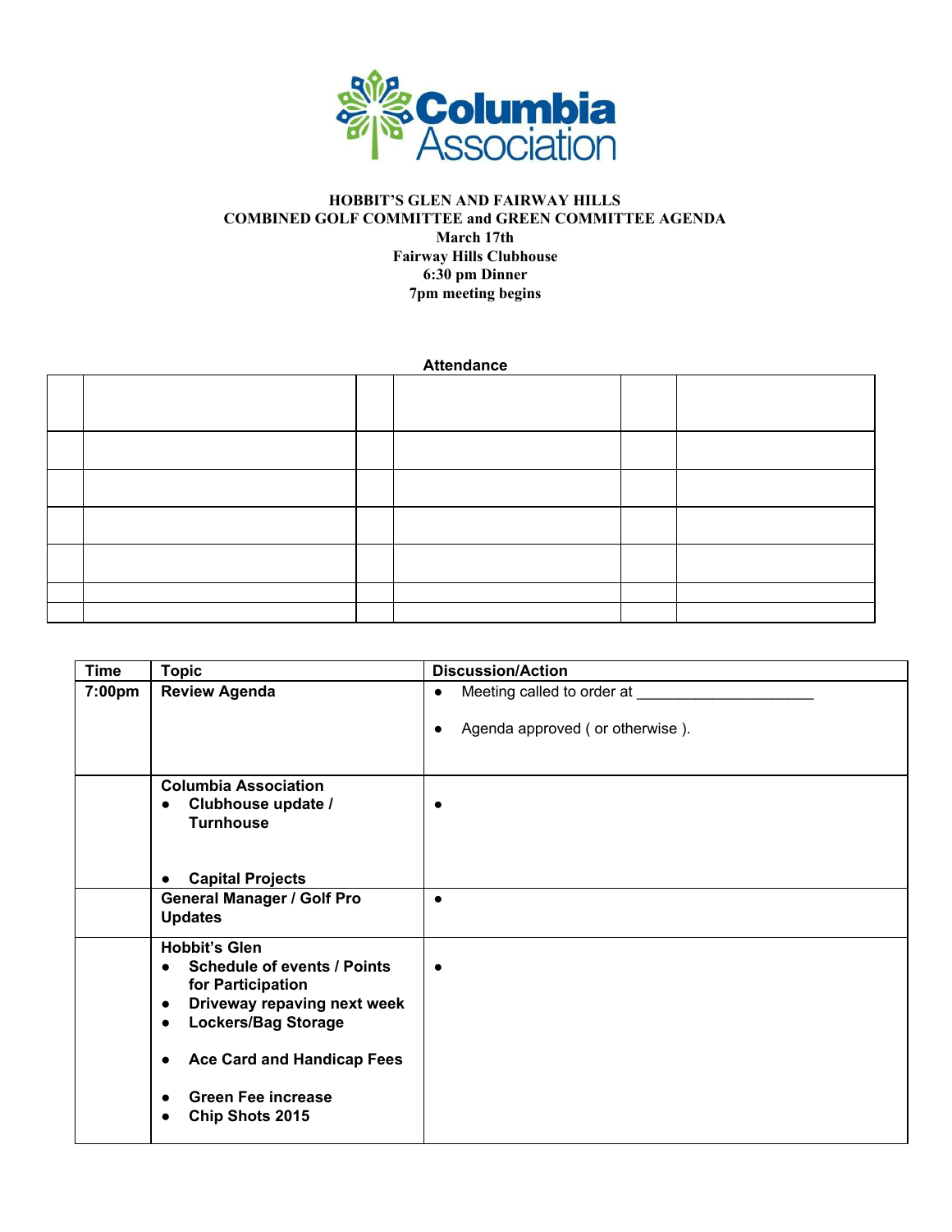Columbia Association

**HOBBIT'S GLEN AND FAIRWAY HILLS**
**COMBINED GOLF COMMITTEE and GREEN COMMITTEE AGENDA**
**March 17th**
**Fairway Hills Clubhouse**
**6:30 pm Dinner**
**7pm meeting begins**

**Attendance**

| | | | | | |
|---|---|---|---|---|---|
| | | | | | |
| | | | | | |
| | | | | | |
| | | | | | |
| | | | | | |
| | | | | | |

| Time | Topic | Discussion/Action |
|---|---|---|
| **7:00pm** | **Review Agenda** | • Meeting called to order at ____________________<br><br>• Agenda approved ( or otherwise ). |
| | **Columbia Association**<br>• **Clubhouse update / Turnhouse**<br><br>• **Capital Projects** | • |
| | **General Manager / Golf Pro Updates** | • |
| | **Hobbit's Glen**<br>• **Schedule of events / Points for Participation**<br>• **Driveway repaving next week**<br>• **Lockers/Bag Storage**<br><br>• **Ace Card and Handicap Fees**<br><br>• **Green Fee increase**<br>• **Chip Shots 2015** | • |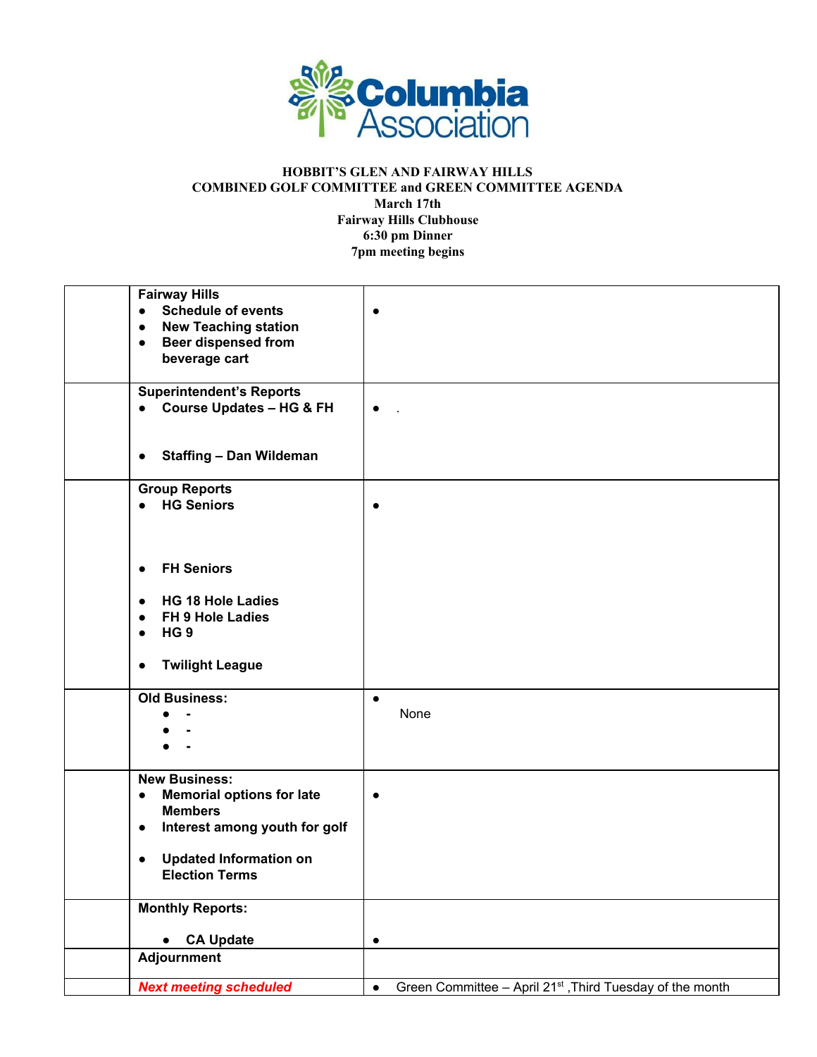**HOBBIT'S GLEN AND FAIRWAY HILLS**
**COMBINED GOLF COMMITTEE and GREEN COMMITTEE AGENDA**
**March 17th**
**Fairway Hills Clubhouse**
**6:30 pm Dinner**
**7pm meeting begins**

| | | |
|---|---|---|
| | **Fairway Hills**<br>• **Schedule of events**<br>• **New Teaching station**<br>• **Beer dispensed from beverage cart** | • |
| | **Superintendent's Reports**<br>• **Course Updates – HG & FH**<br>• **Staffing – Dan Wildeman** | • . |
| | **Group Reports**<br>• **HG Seniors**<br>• **FH Seniors**<br>• **HG 18 Hole Ladies**<br>• **FH 9 Hole Ladies**<br>• **HG 9**<br>• **Twilight League** | • |
| | **Old Business:**<br>• -<br>• -<br>• - | •<br>None |
| | **New Business:**<br>• **Memorial options for late Members**<br>• **Interest among youth for golf**<br>• **Updated Information on Election Terms** | • |
| | **Monthly Reports:**<br>• **CA Update** | • |
| | **Adjournment** | |
| | ***Next meeting scheduled*** | • Green Committee – April 21st ,Third Tuesday of the month |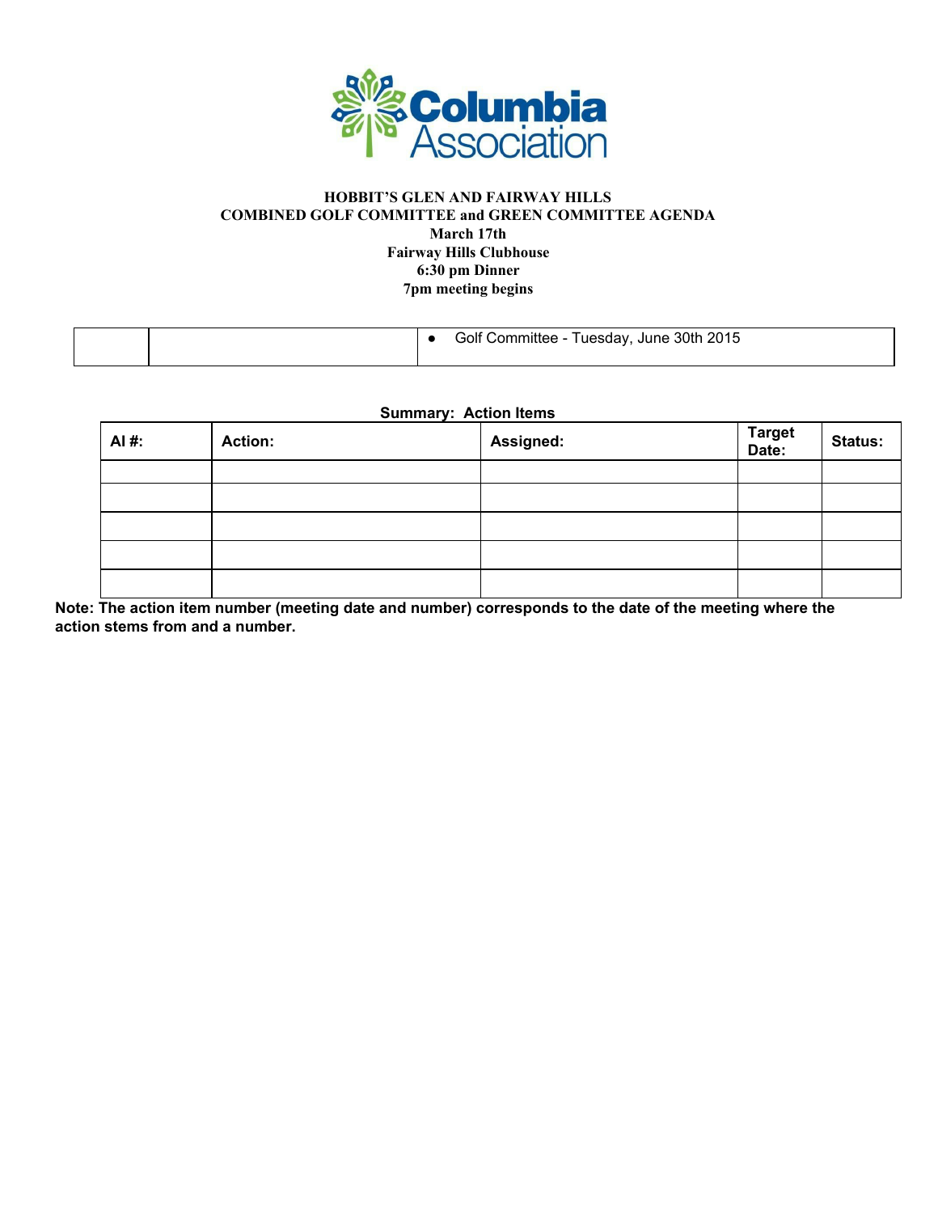**HOBBIT'S GLEN AND FAIRWAY HILLS**
**COMBINED GOLF COMMITTEE and GREEN COMMITTEE AGENDA**
**March 17th**
**Fairway Hills Clubhouse**
**6:30 pm Dinner**
**7pm meeting begins**

| | | |
|---|---|---|
| | | • Golf Committee - Tuesday, June 30th 2015 |

**Summary: Action Items**

| AI #: | Action: | Assigned: | Target Date: | Status: |
|---|---|---|---|---|
| | | | | |
| | | | | |
| | | | | |
| | | | | |
| | | | | |

**Note: The action item number (meeting date and number) corresponds to the date of the meeting where the action stems from and a number.**